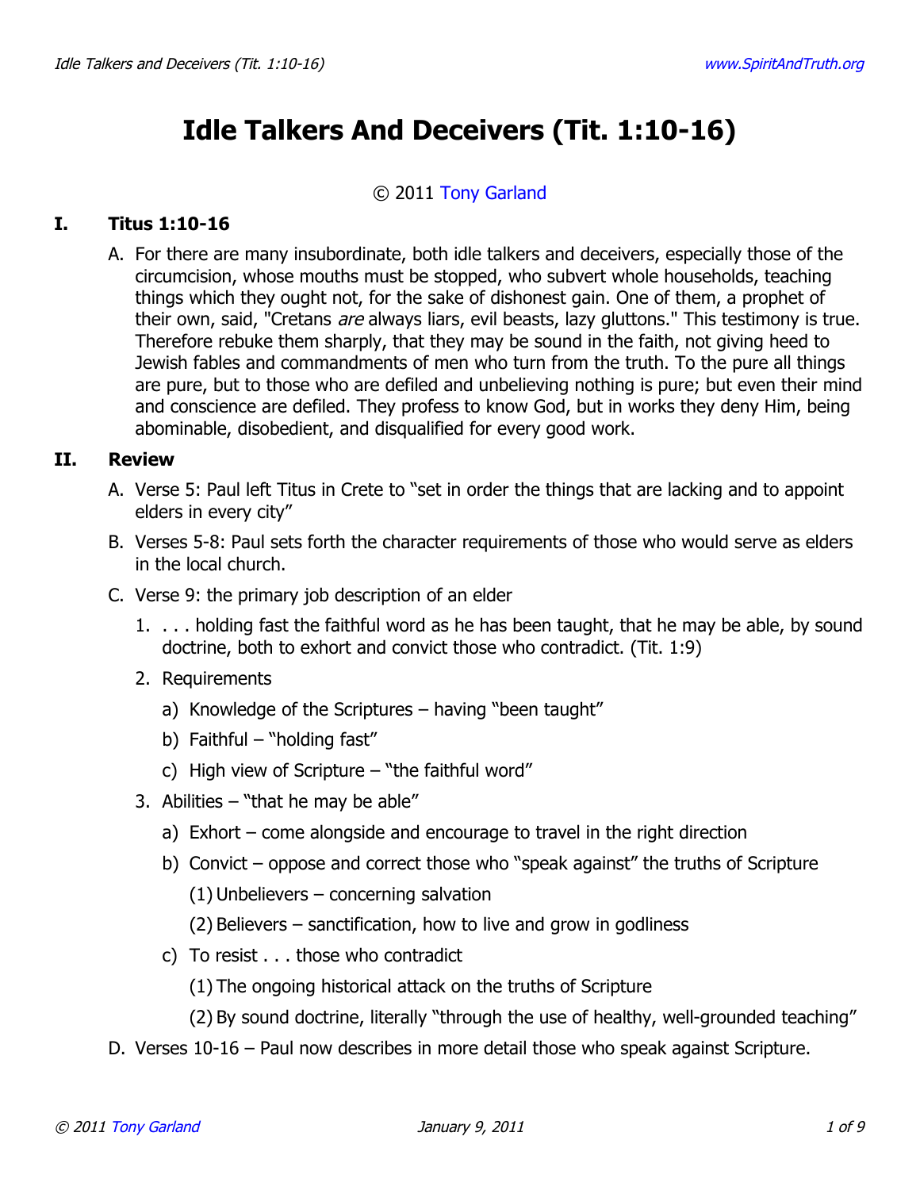# Idle Talkers And Deceivers (Tit. 1:10-16)

© 2011 Tony Garland

## I. Titus 1:10-16

A. For there are many insubordinate, both idle talkers and deceivers, especially those of the circumcision, whose mouths must be stopped, who subvert whole households, teaching things which they ought not, for the sake of dishonest gain. One of them, a prophet of their own, said, "Cretans *are* always liars, evil beasts, lazy gluttons." This testimony is true. Therefore rebuke them sharply, that they may be sound in the faith, not giving heed to Jewish fables and commandments of men who turn from the truth. To the pure all things are pure, but to those who are defiled and unbelieving nothing is pure; but even their mind and conscience are defiled. They profess to know God, but in works they deny Him, being abominable, disobedient, and disqualified for every good work.

## II. Review

A. Verse 5: Paul left Titus in Crete to "set in order the things that are lacking and to appoint elders in every city"

B. Verses 5-8: Paul sets forth the character requirements of those who would serve as elders in the local church.

C. Verse 9: the primary job description of an elder

1. . . . holding fast the faithful word as he has been taught, that he may be able, by sound doctrine, both to exhort and convict those who contradict. (Tit. 1:9)
2. Requirements
   a) Knowledge of the Scriptures – having "been taught"
   b) Faithful – "holding fast"
   c) High view of Scripture – "the faithful word"
3. Abilities – "that he may be able"
   a) Exhort – come alongside and encourage to travel in the right direction
   b) Convict – oppose and correct those who "speak against" the truths of Scripture
      (1) Unbelievers – concerning salvation
      (2) Believers – sanctification, how to live and grow in godliness
   c) To resist . . . those who contradict
      (1) The ongoing historical attack on the truths of Scripture
      (2) By sound doctrine, literally "through the use of healthy, well-grounded teaching"

D. Verses 10-16 – Paul now describes in more detail those who speak against Scripture.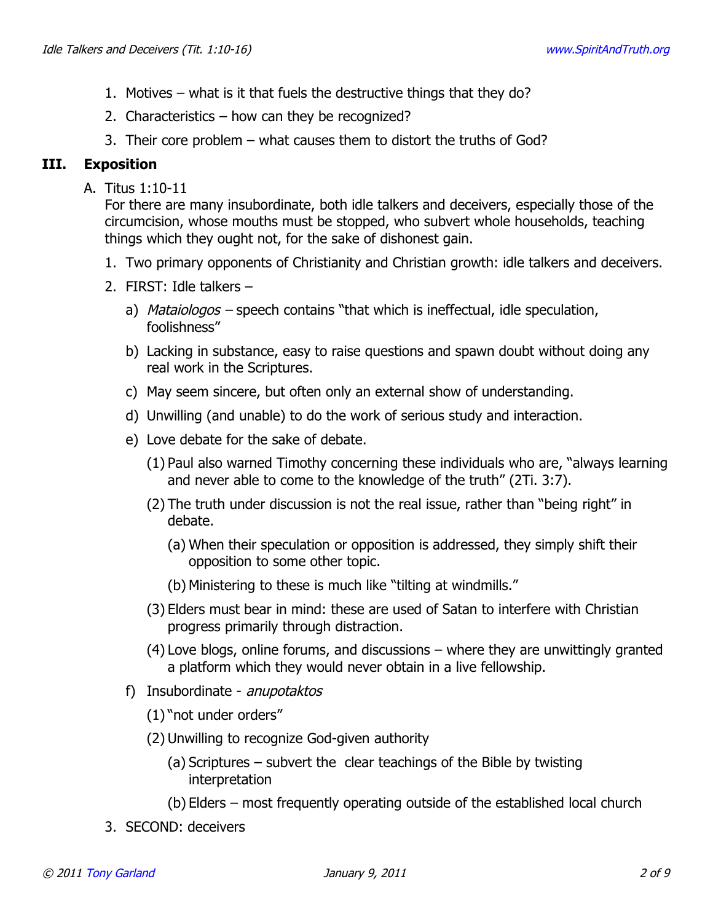1. Motives – what is it that fuels the destructive things that they do?
2. Characteristics – how can they be recognized?
3. Their core problem – what causes them to distort the truths of God?

## III. Exposition

A. Titus 1:10-11
For there are many insubordinate, both idle talkers and deceivers, especially those of the circumcision, whose mouths must be stopped, who subvert whole households, teaching things which they ought not, for the sake of dishonest gain.

1. Two primary opponents of Christianity and Christian growth: idle talkers and deceivers.
2. FIRST: Idle talkers –
    a) *Mataiologos* – speech contains "that which is ineffectual, idle speculation, foolishness"
    b) Lacking in substance, easy to raise questions and spawn doubt without doing any real work in the Scriptures.
    c) May seem sincere, but often only an external show of understanding.
    d) Unwilling (and unable) to do the work of serious study and interaction.
    e) Love debate for the sake of debate.
        (1) Paul also warned Timothy concerning these individuals who are, "always learning and never able to come to the knowledge of the truth" (2Ti. 3:7).
        (2) The truth under discussion is not the real issue, rather than "being right" in debate.
            (a) When their speculation or opposition is addressed, they simply shift their opposition to some other topic.
            (b) Ministering to these is much like "tilting at windmills."
        (3) Elders must bear in mind: these are used of Satan to interfere with Christian progress primarily through distraction.
        (4) Love blogs, online forums, and discussions – where they are unwittingly granted a platform which they would never obtain in a live fellowship.
    f) Insubordinate - *anupotaktos*
        (1) "not under orders"
        (2) Unwilling to recognize God-given authority
            (a) Scriptures – subvert the clear teachings of the Bible by twisting interpretation
            (b) Elders – most frequently operating outside of the established local church
3. SECOND: deceivers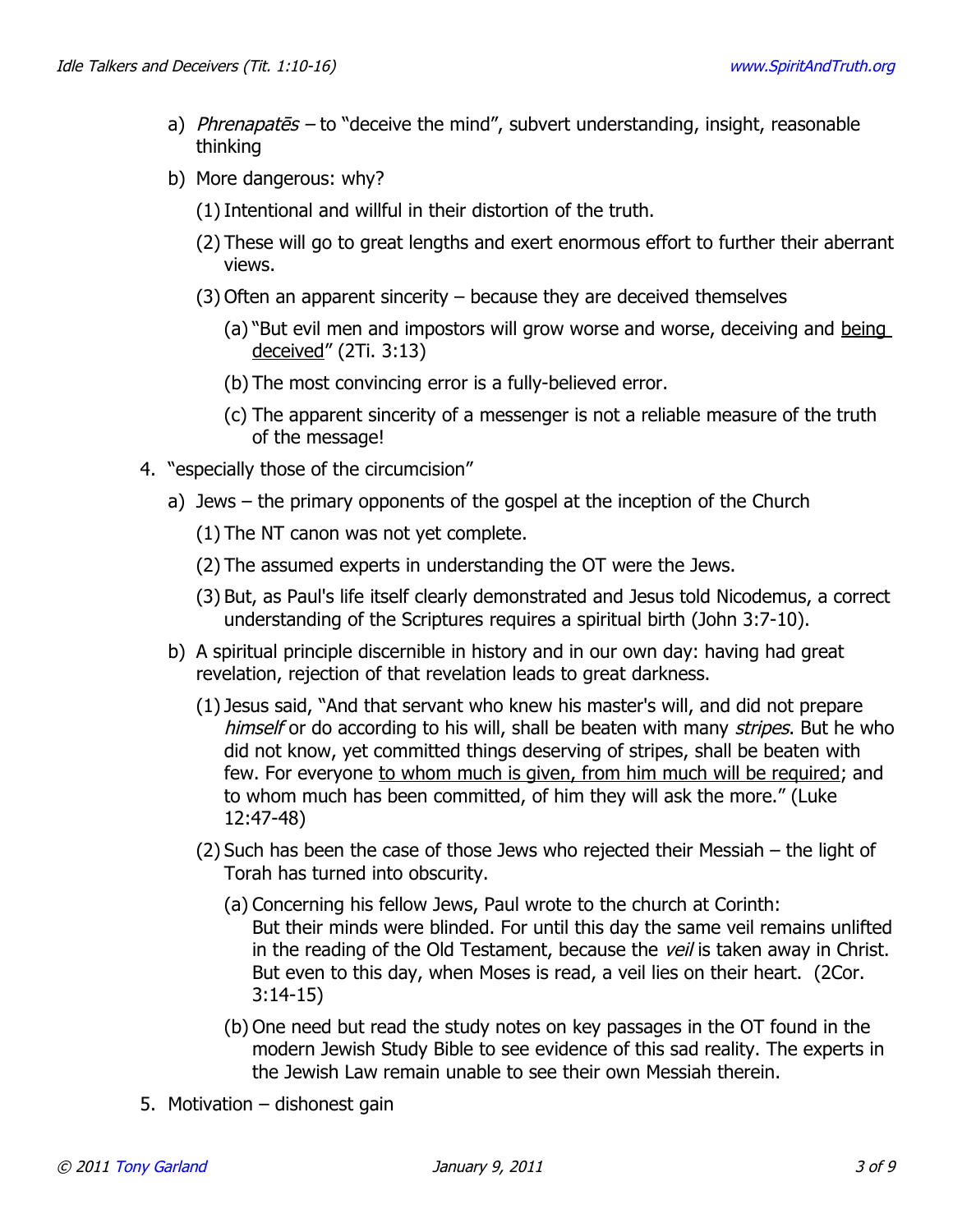a) *Phrenapatēs* – to "deceive the mind", subvert understanding, insight, reasonable thinking

b) More dangerous: why?

   (1) Intentional and willful in their distortion of the truth.

   (2) These will go to great lengths and exert enormous effort to further their aberrant views.

   (3) Often an apparent sincerity – because they are deceived themselves

      (a) "But evil men and impostors will grow worse and worse, deceiving and <u>being deceived</u>" (2Ti. 3:13)

      (b) The most convincing error is a fully-believed error.

      (c) The apparent sincerity of a messenger is not a reliable measure of the truth of the message!

4. "especially those of the circumcision"

   a) Jews – the primary opponents of the gospel at the inception of the Church

      (1) The NT canon was not yet complete.

      (2) The assumed experts in understanding the OT were the Jews.

      (3) But, as Paul's life itself clearly demonstrated and Jesus told Nicodemus, a correct understanding of the Scriptures requires a spiritual birth (John 3:7-10).

   b) A spiritual principle discernible in history and in our own day: having had great revelation, rejection of that revelation leads to great darkness.

      (1) Jesus said, "And that servant who knew his master's will, and did not prepare *himself* or do according to his will, shall be beaten with many *stripes*. But he who did not know, yet committed things deserving of stripes, shall be beaten with few. For everyone <u>to whom much is given, from him much will be required</u>; and to whom much has been committed, of him they will ask the more." (Luke 12:47-48)

      (2) Such has been the case of those Jews who rejected their Messiah – the light of Torah has turned into obscurity.

         (a) Concerning his fellow Jews, Paul wrote to the church at Corinth:
         But their minds were blinded. For until this day the same veil remains unlifted in the reading of the Old Testament, because the *veil* is taken away in Christ. But even to this day, when Moses is read, a veil lies on their heart. (2Cor. 3:14-15)

         (b) One need but read the study notes on key passages in the OT found in the modern Jewish Study Bible to see evidence of this sad reality. The experts in the Jewish Law remain unable to see their own Messiah therein.

5. Motivation – dishonest gain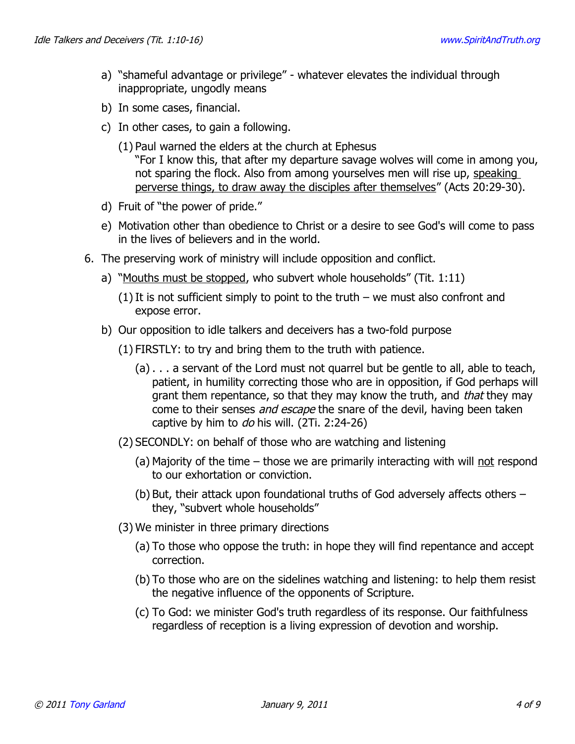a) "shameful advantage or privilege" - whatever elevates the individual through inappropriate, ungodly means

b) In some cases, financial.

c) In other cases, to gain a following.

   (1) Paul warned the elders at the church at Ephesus
   "For I know this, that after my departure savage wolves will come in among you, not sparing the flock. Also from among yourselves men will rise up, <u>speaking perverse things, to draw away the disciples after themselves</u>" (Acts 20:29-30).

d) Fruit of "the power of pride."

e) Motivation other than obedience to Christ or a desire to see God's will come to pass in the lives of believers and in the world.

6. The preserving work of ministry will include opposition and conflict.

   a) "<u>Mouths must be stopped</u>, who subvert whole households" (Tit. 1:11)

      (1) It is not sufficient simply to point to the truth – we must also confront and expose error.

   b) Our opposition to idle talkers and deceivers has a two-fold purpose

      (1) FIRSTLY: to try and bring them to the truth with patience.

         (a) . . . a servant of the Lord must not quarrel but be gentle to all, able to teach, patient, in humility correcting those who are in opposition, if God perhaps will grant them repentance, so that they may know the truth, and *that* they may come to their senses *and escape* the snare of the devil, having been taken captive by him to *do* his will. (2Ti. 2:24-26)

      (2) SECONDLY: on behalf of those who are watching and listening

         (a) Majority of the time – those we are primarily interacting with will <u>not</u> respond to our exhortation or conviction.

         (b) But, their attack upon foundational truths of God adversely affects others – they, "subvert whole households"

      (3) We minister in three primary directions

         (a) To those who oppose the truth: in hope they will find repentance and accept correction.

         (b) To those who are on the sidelines watching and listening: to help them resist the negative influence of the opponents of Scripture.

         (c) To God: we minister God's truth regardless of its response. Our faithfulness regardless of reception is a living expression of devotion and worship.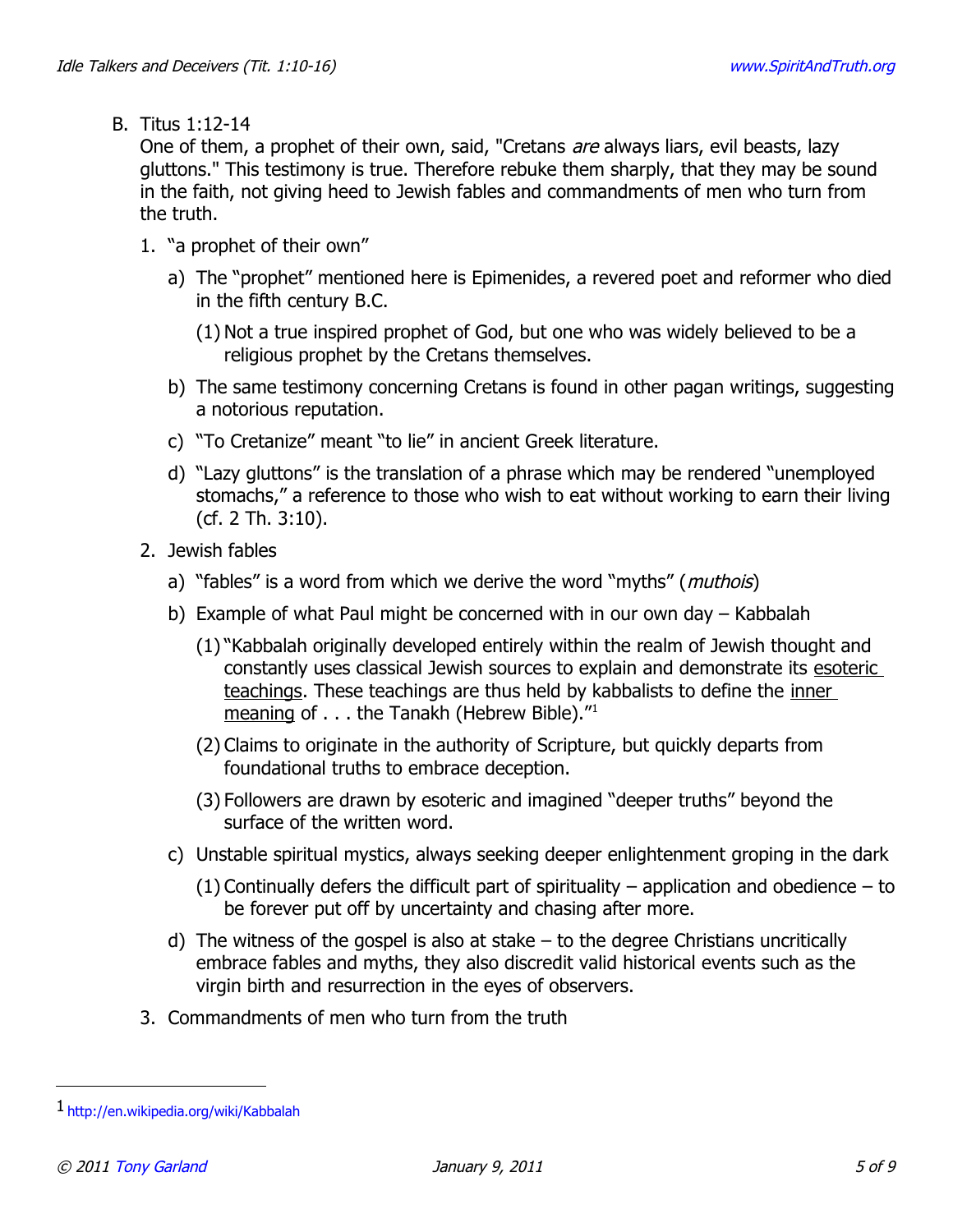B. Titus 1:12-14

One of them, a prophet of their own, said, "Cretans *are* always liars, evil beasts, lazy gluttons." This testimony is true. Therefore rebuke them sharply, that they may be sound in the faith, not giving heed to Jewish fables and commandments of men who turn from the truth.

1. "a prophet of their own"
   a) The "prophet" mentioned here is Epimenides, a revered poet and reformer who died in the fifth century B.C.
      (1) Not a true inspired prophet of God, but one who was widely believed to be a religious prophet by the Cretans themselves.
   b) The same testimony concerning Cretans is found in other pagan writings, suggesting a notorious reputation.
   c) "To Cretanize" meant "to lie" in ancient Greek literature.
   d) "Lazy gluttons" is the translation of a phrase which may be rendered "unemployed stomachs," a reference to those who wish to eat without working to earn their living (cf. 2 Th. 3:10).
2. Jewish fables
   a) "fables" is a word from which we derive the word "myths" (*muthois*)
   b) Example of what Paul might be concerned with in our own day – Kabbalah
      (1) "Kabbalah originally developed entirely within the realm of Jewish thought and constantly uses classical Jewish sources to explain and demonstrate its <u>esoteric teachings</u>. These teachings are thus held by kabbalists to define the <u>inner meaning</u> of . . . the Tanakh (Hebrew Bible)."[1]
      (2) Claims to originate in the authority of Scripture, but quickly departs from foundational truths to embrace deception.
      (3) Followers are drawn by esoteric and imagined "deeper truths" beyond the surface of the written word.
   c) Unstable spiritual mystics, always seeking deeper enlightenment groping in the dark
      (1) Continually defers the difficult part of spirituality – application and obedience – to be forever put off by uncertainty and chasing after more.
   d) The witness of the gospel is also at stake – to the degree Christians uncritically embrace fables and myths, they also discredit valid historical events such as the virgin birth and resurrection in the eyes of observers.
3. Commandments of men who turn from the truth

---

[1] http://en.wikipedia.org/wiki/Kabbalah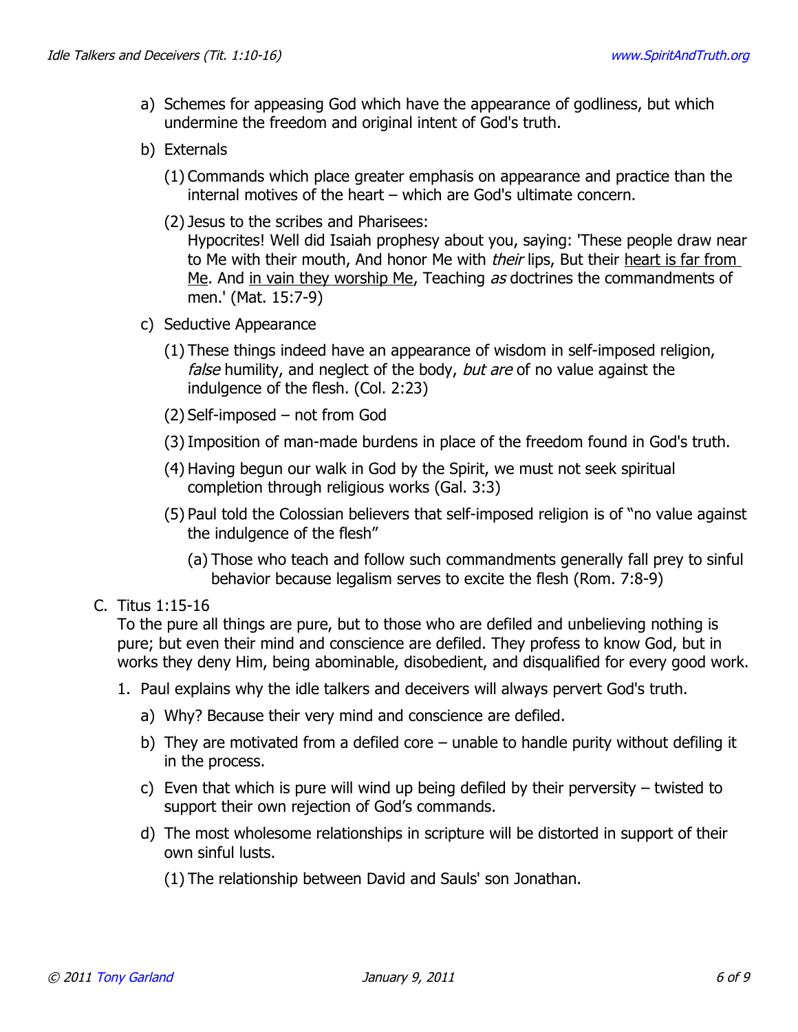a) Schemes for appeasing God which have the appearance of godliness, but which undermine the freedom and original intent of God's truth.

b) Externals

(1) Commands which place greater emphasis on appearance and practice than the internal motives of the heart – which are God's ultimate concern.

(2) Jesus to the scribes and Pharisees:
Hypocrites! Well did Isaiah prophesy about you, saying: 'These people draw near to Me with their mouth, And honor Me with *their* lips, But their <u>heart is far from Me</u>. And <u>in vain they worship Me</u>, Teaching *as* doctrines the commandments of men.' (Mat. 15:7-9)

c) Seductive Appearance

(1) These things indeed have an appearance of wisdom in self-imposed religion, *false* humility, and neglect of the body, *but are* of no value against the indulgence of the flesh. (Col. 2:23)

(2) Self-imposed – not from God

(3) Imposition of man-made burdens in place of the freedom found in God's truth.

(4) Having begun our walk in God by the Spirit, we must not seek spiritual completion through religious works (Gal. 3:3)

(5) Paul told the Colossian believers that self-imposed religion is of "no value against the indulgence of the flesh"

(a) Those who teach and follow such commandments generally fall prey to sinful behavior because legalism serves to excite the flesh (Rom. 7:8-9)

C. Titus 1:15-16
To the pure all things are pure, but to those who are defiled and unbelieving nothing is pure; but even their mind and conscience are defiled. They profess to know God, but in works they deny Him, being abominable, disobedient, and disqualified for every good work.

1. Paul explains why the idle talkers and deceivers will always pervert God's truth.

a) Why? Because their very mind and conscience are defiled.

b) They are motivated from a defiled core – unable to handle purity without defiling it in the process.

c) Even that which is pure will wind up being defiled by their perversity – twisted to support their own rejection of God's commands.

d) The most wholesome relationships in scripture will be distorted in support of their own sinful lusts.

(1) The relationship between David and Sauls' son Jonathan.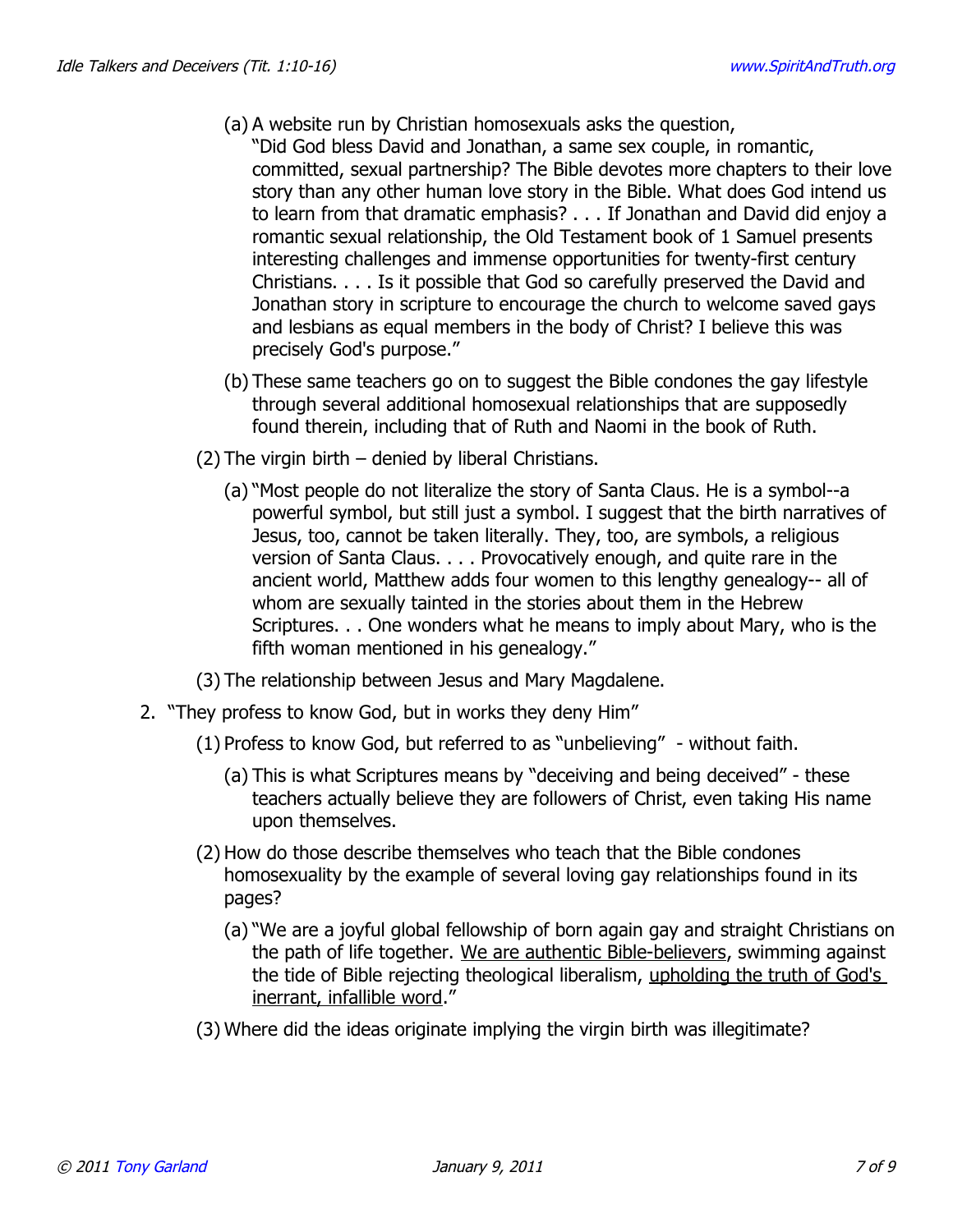(a) A website run by Christian homosexuals asks the question, "Did God bless David and Jonathan, a same sex couple, in romantic, committed, sexual partnership? The Bible devotes more chapters to their love story than any other human love story in the Bible. What does God intend us to learn from that dramatic emphasis? . . . If Jonathan and David did enjoy a romantic sexual relationship, the Old Testament book of 1 Samuel presents interesting challenges and immense opportunities for twenty-first century Christians. . . . Is it possible that God so carefully preserved the David and Jonathan story in scripture to encourage the church to welcome saved gays and lesbians as equal members in the body of Christ? I believe this was precisely God's purpose."

(b) These same teachers go on to suggest the Bible condones the gay lifestyle through several additional homosexual relationships that are supposedly found therein, including that of Ruth and Naomi in the book of Ruth.

(2) The virgin birth – denied by liberal Christians.

(a) "Most people do not literalize the story of Santa Claus. He is a symbol--a powerful symbol, but still just a symbol. I suggest that the birth narratives of Jesus, too, cannot be taken literally. They, too, are symbols, a religious version of Santa Claus. . . . Provocatively enough, and quite rare in the ancient world, Matthew adds four women to this lengthy genealogy-- all of whom are sexually tainted in the stories about them in the Hebrew Scriptures. . . One wonders what he means to imply about Mary, who is the fifth woman mentioned in his genealogy."

(3) The relationship between Jesus and Mary Magdalene.

2. "They profess to know God, but in works they deny Him"

(1) Profess to know God, but referred to as "unbelieving" - without faith.

(a) This is what Scriptures means by "deceiving and being deceived" - these teachers actually believe they are followers of Christ, even taking His name upon themselves.

(2) How do those describe themselves who teach that the Bible condones homosexuality by the example of several loving gay relationships found in its pages?

(a) "We are a joyful global fellowship of born again gay and straight Christians on the path of life together. <u>We are authentic Bible-believers</u>, swimming against the tide of Bible rejecting theological liberalism, <u>upholding the truth of God's inerrant, infallible word</u>."

(3) Where did the ideas originate implying the virgin birth was illegitimate?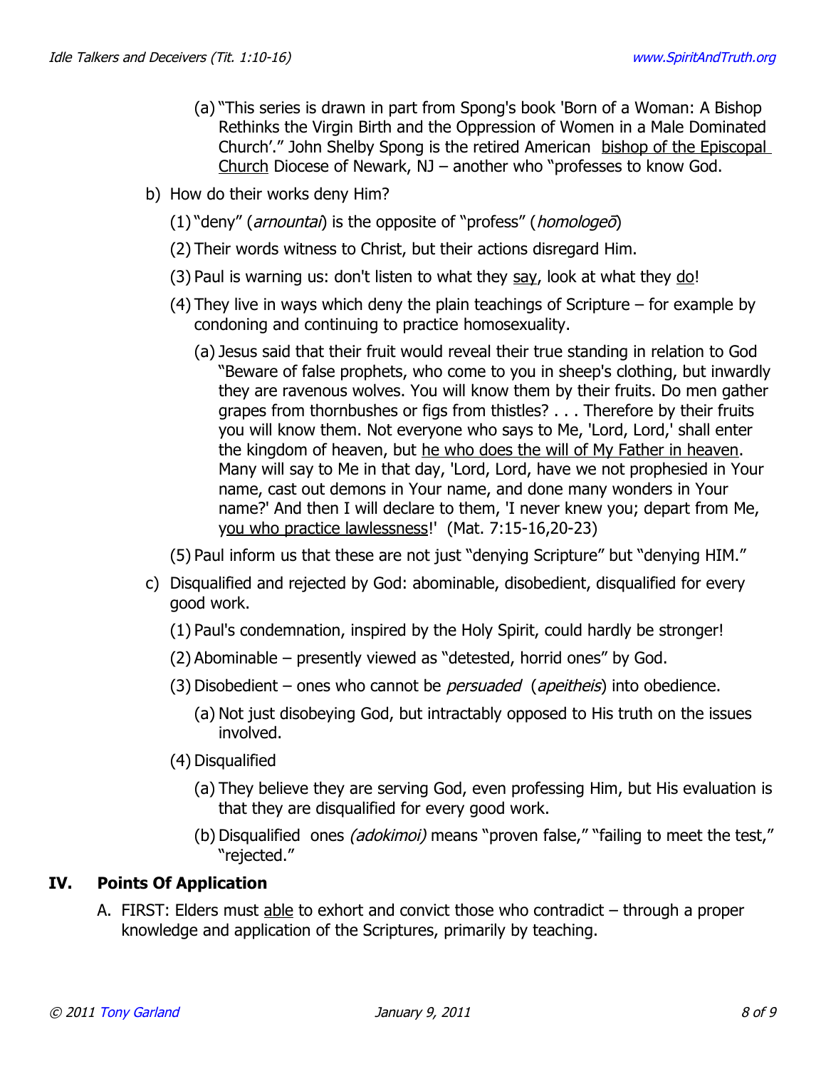(a) "This series is drawn in part from Spong's book 'Born of a Woman: A Bishop Rethinks the Virgin Birth and the Oppression of Women in a Male Dominated Church'." John Shelby Spong is the retired American <u>bishop of the Episcopal Church</u> Diocese of Newark, NJ – another who "professes to know God.

b) How do their works deny Him?

(1) "deny" (*arnountai*) is the opposite of "profess" (*homologeō*)

(2) Their words witness to Christ, but their actions disregard Him.

(3) Paul is warning us: don't listen to what they <u>say</u>, look at what they <u>do</u>!

(4) They live in ways which deny the plain teachings of Scripture – for example by condoning and continuing to practice homosexuality.

(a) Jesus said that their fruit would reveal their true standing in relation to God "Beware of false prophets, who come to you in sheep's clothing, but inwardly they are ravenous wolves. You will know them by their fruits. Do men gather grapes from thornbushes or figs from thistles? . . . Therefore by their fruits you will know them. Not everyone who says to Me, 'Lord, Lord,' shall enter the kingdom of heaven, but <u>he who does the will of My Father in heaven</u>. Many will say to Me in that day, 'Lord, Lord, have we not prophesied in Your name, cast out demons in Your name, and done many wonders in Your name?' And then I will declare to them, 'I never knew you; depart from Me, <u>you who practice lawlessness</u>!' (Mat. 7:15-16,20-23)

(5) Paul inform us that these are not just "denying Scripture" but "denying HIM."

c) Disqualified and rejected by God: abominable, disobedient, disqualified for every good work.

(1) Paul's condemnation, inspired by the Holy Spirit, could hardly be stronger!

(2) Abominable – presently viewed as "detested, horrid ones" by God.

(3) Disobedient – ones who cannot be *persuaded* (*apeitheis*) into obedience.

(a) Not just disobeying God, but intractably opposed to His truth on the issues involved.

(4) Disqualified

(a) They believe they are serving God, even professing Him, but His evaluation is that they are disqualified for every good work.

(b) Disqualified ones *(adokimoi)* means "proven false," "failing to meet the test," "rejected."

## IV. Points Of Application

A. FIRST: Elders must <u>able</u> to exhort and convict those who contradict – through a proper knowledge and application of the Scriptures, primarily by teaching.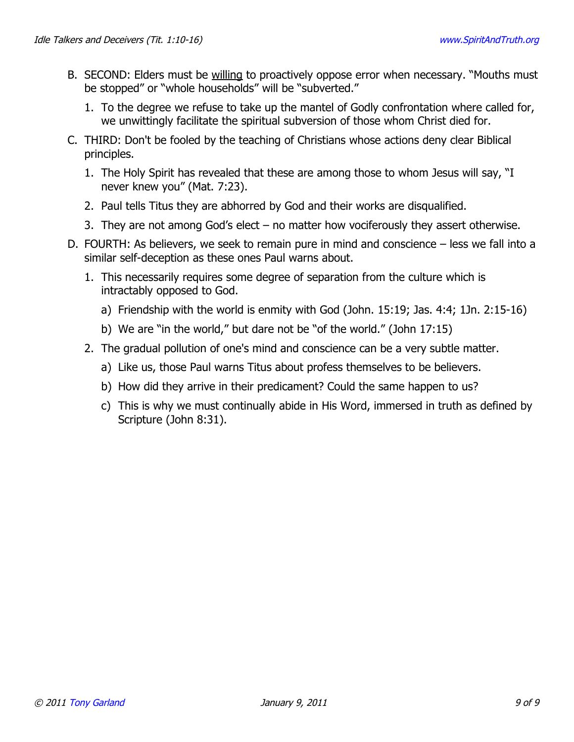B. SECOND: Elders must be <u>willing</u> to proactively oppose error when necessary. "Mouths must be stopped" or "whole households" will be "subverted."

   1. To the degree we refuse to take up the mantel of Godly confrontation where called for, we unwittingly facilitate the spiritual subversion of those whom Christ died for.

C. THIRD: Don't be fooled by the teaching of Christians whose actions deny clear Biblical principles.

   1. The Holy Spirit has revealed that these are among those to whom Jesus will say, "I never knew you" (Mat. 7:23).
   2. Paul tells Titus they are abhorred by God and their works are disqualified.
   3. They are not among God's elect – no matter how vociferously they assert otherwise.

D. FOURTH: As believers, we seek to remain pure in mind and conscience – less we fall into a similar self-deception as these ones Paul warns about.

   1. This necessarily requires some degree of separation from the culture which is intractably opposed to God.
      a) Friendship with the world is enmity with God (John. 15:19; Jas. 4:4; 1Jn. 2:15-16)
      b) We are "in the world," but dare not be "of the world." (John 17:15)
   2. The gradual pollution of one's mind and conscience can be a very subtle matter.
      a) Like us, those Paul warns Titus about profess themselves to be believers.
      b) How did they arrive in their predicament? Could the same happen to us?
      c) This is why we must continually abide in His Word, immersed in truth as defined by Scripture (John 8:31).